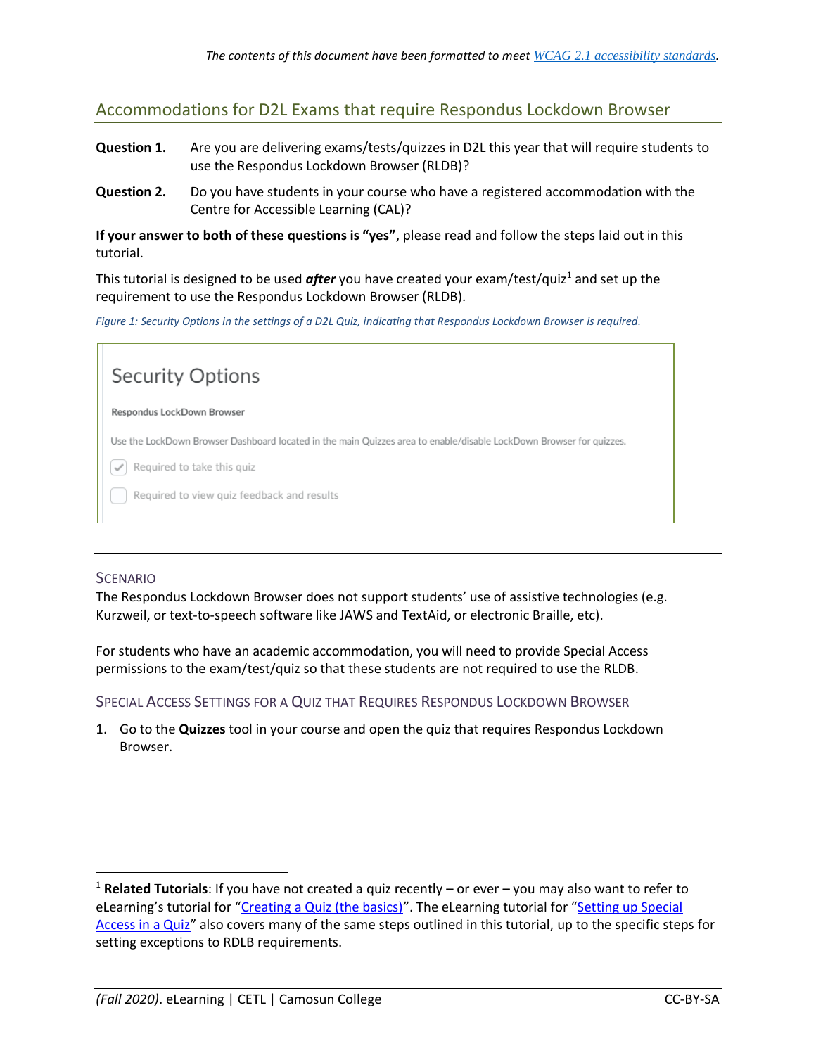*The contents of this document have been formatted to meet [WCAG 2.1 accessibility standards](#).*

## Accommodations for D2L Exams that require Respondus Lockdown Browser

**Question 1.** Are you are delivering exams/tests/quizzes in D2L this year that will require students to use the Respondus Lockdown Browser (RLDB)?

**Question 2.** Do you have students in your course who have a registered accommodation with the Centre for Accessible Learning (CAL)?

**If your answer to both of these questions is "yes"**, please read and follow the steps laid out in this tutorial.

This tutorial is designed to be used ***after*** you have created your exam/test/quiz[1] and set up the requirement to use the Respondus Lockdown Browser (RLDB).

*Figure 1: Security Options in the settings of a D2L Quiz, indicating that Respondus Lockdown Browser is required.*

Security Options

Respondus LockDown Browser

Use the LockDown Browser Dashboard located in the main Quizzes area to enable/disable LockDown Browser for quizzes.

- [x] Required to take this quiz
- [ ] Required to view quiz feedback and results

---

### Scenario

The Respondus Lockdown Browser does not support students' use of assistive technologies (e.g. Kurzweil, or text-to-speech software like JAWS and TextAid, or electronic Braille, etc).

For students who have an academic accommodation, you will need to provide Special Access permissions to the exam/test/quiz so that these students are not required to use the RLDB.

### Special Access Settings for a Quiz that Requires Respondus Lockdown Browser

1. Go to the **Quizzes** tool in your course and open the quiz that requires Respondus Lockdown Browser.

[1] **Related Tutorials**: If you have not created a quiz recently – or ever – you may also want to refer to eLearning's tutorial for "[Creating a Quiz (the basics)](#)". The eLearning tutorial for "[Setting up Special Access in a Quiz](#)" also covers many of the same steps outlined in this tutorial, up to the specific steps for setting exceptions to RDLB requirements.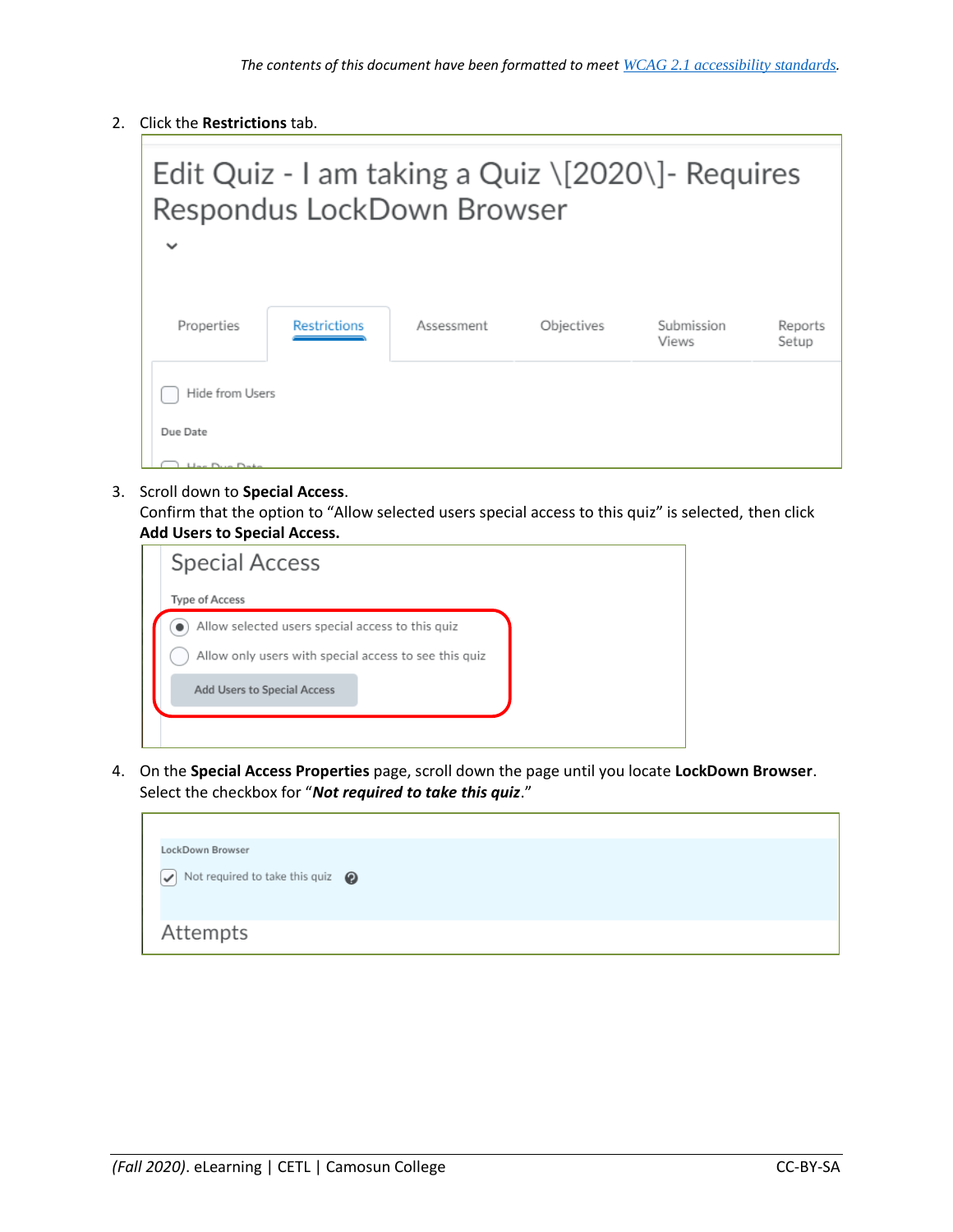*The contents of this document have been formatted to meet [WCAG 2.1 accessibility standards](#).*

2. Click the **Restrictions** tab.

3. Scroll down to **Special Access**.
   Confirm that the option to "Allow selected users special access to this quiz" is selected, then click **Add Users to Special Access.**

4. On the **Special Access Properties** page, scroll down the page until you locate **LockDown Browser**. Select the checkbox for "***Not required to take this quiz***."

*(Fall 2020)*. eLearning | CETL | Camosun College CC-BY-SA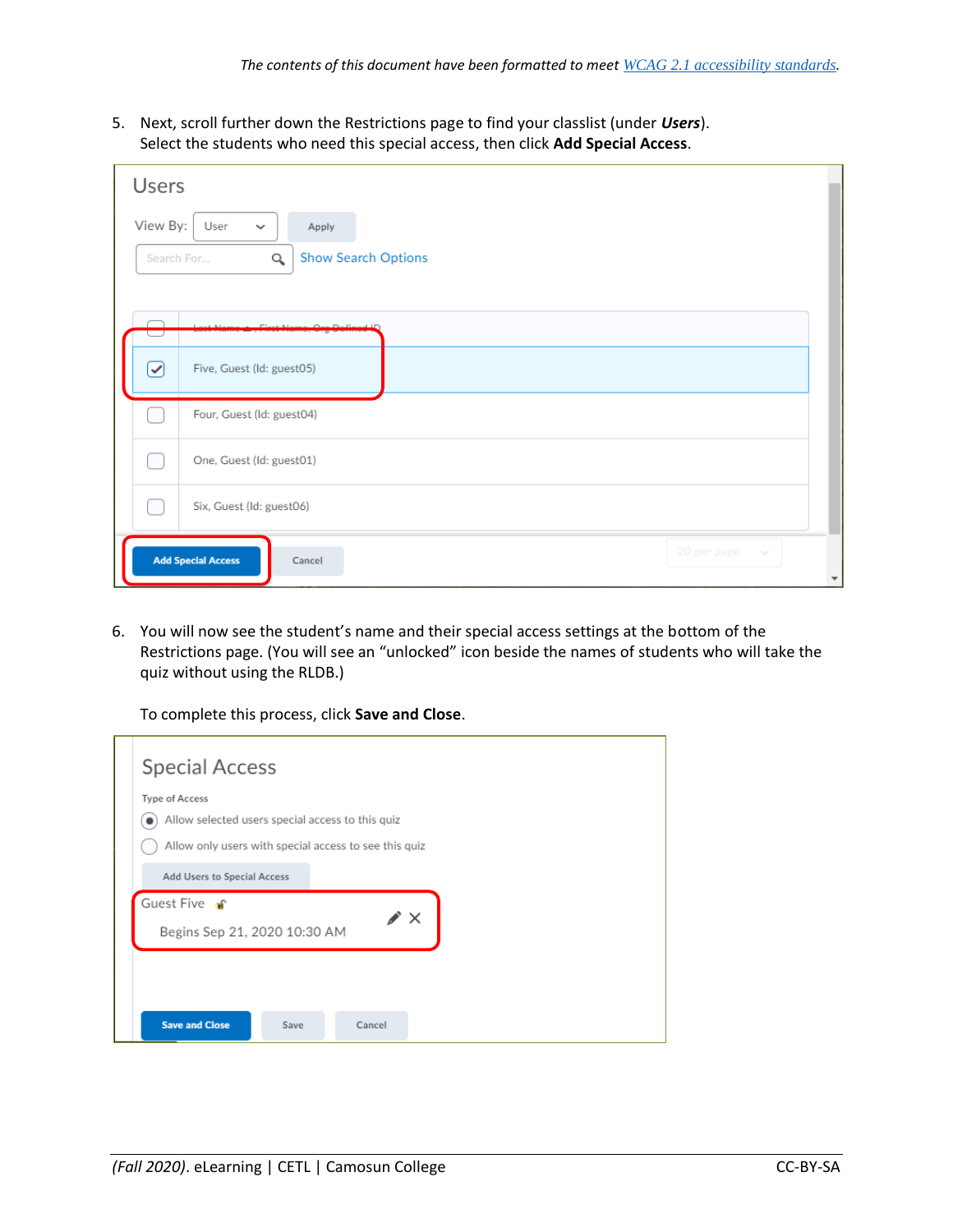*The contents of this document have been formatted to meet [WCAG 2.1 accessibility standards](#).*

5. Next, scroll further down the Restrictions page to find your classlist (under ***Users***). Select the students who need this special access, then click **Add Special Access**.

6. You will now see the student's name and their special access settings at the bottom of the Restrictions page. (You will see an "unlocked" icon beside the names of students who will take the quiz without using the RLDB.)

   To complete this process, click **Save and Close**.

*(Fall 2020)*. eLearning | CETL | Camosun College CC-BY-SA